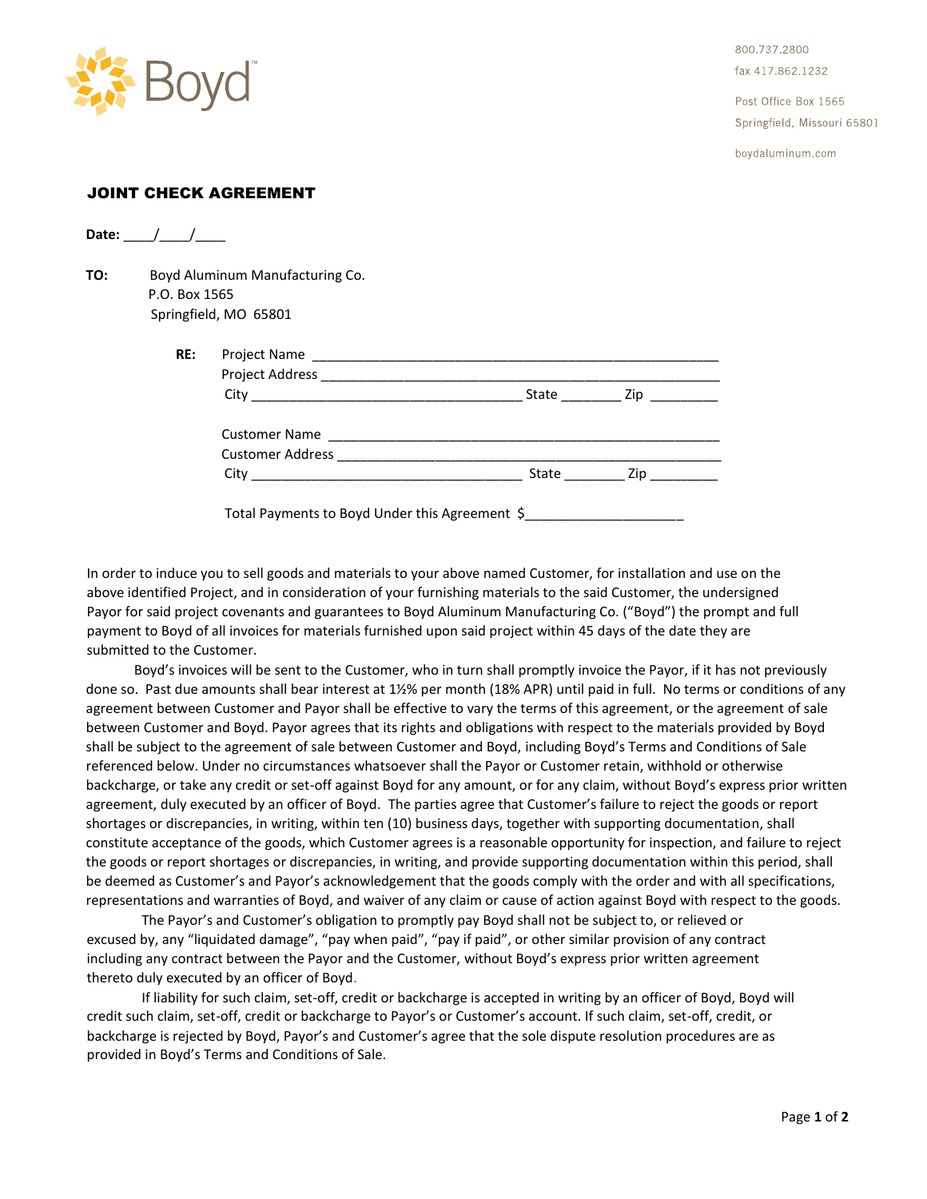Boyd™

800.737.2800
fax 417.862.1232

Post Office Box 1565
Springfield, Missouri 65801

boydaluminum.com

## JOINT CHECK AGREEMENT

**Date:** ____/____/____

**TO:** Boyd Aluminum Manufacturing Co.
P.O. Box 1565
Springfield, MO 65801

**RE:** Project Name ____________________________________________________
Project Address __________________________________________________
City ________________________________ State ________ Zip _________

Customer Name __________________________________________________
Customer Address ________________________________________________
City ________________________________ State ________ Zip _________

Total Payments to Boyd Under this Agreement $_____________________

In order to induce you to sell goods and materials to your above named Customer, for installation and use on the above identified Project, and in consideration of your furnishing materials to the said Customer, the undersigned Payor for said project covenants and guarantees to Boyd Aluminum Manufacturing Co. ("Boyd") the prompt and full payment to Boyd of all invoices for materials furnished upon said project within 45 days of the date they are submitted to the Customer.

Boyd's invoices will be sent to the Customer, who in turn shall promptly invoice the Payor, if it has not previously done so. Past due amounts shall bear interest at 1½% per month (18% APR) until paid in full. No terms or conditions of any agreement between Customer and Payor shall be effective to vary the terms of this agreement, or the agreement of sale between Customer and Boyd. Payor agrees that its rights and obligations with respect to the materials provided by Boyd shall be subject to the agreement of sale between Customer and Boyd, including Boyd's Terms and Conditions of Sale referenced below. Under no circumstances whatsoever shall the Payor or Customer retain, withhold or otherwise backcharge, or take any credit or set-off against Boyd for any amount, or for any claim, without Boyd's express prior written agreement, duly executed by an officer of Boyd. The parties agree that Customer's failure to reject the goods or report shortages or discrepancies, in writing, within ten (10) business days, together with supporting documentation, shall constitute acceptance of the goods, which Customer agrees is a reasonable opportunity for inspection, and failure to reject the goods or report shortages or discrepancies, in writing, and provide supporting documentation within this period, shall be deemed as Customer's and Payor's acknowledgement that the goods comply with the order and with all specifications, representations and warranties of Boyd, and waiver of any claim or cause of action against Boyd with respect to the goods.

The Payor's and Customer's obligation to promptly pay Boyd shall not be subject to, or relieved or excused by, any "liquidated damage", "pay when paid", "pay if paid", or other similar provision of any contract including any contract between the Payor and the Customer, without Boyd's express prior written agreement thereto duly executed by an officer of Boyd.

If liability for such claim, set-off, credit or backcharge is accepted in writing by an officer of Boyd, Boyd will credit such claim, set-off, credit or backcharge to Payor's or Customer's account. If such claim, set-off, credit, or backcharge is rejected by Boyd, Payor's and Customer's agree that the sole dispute resolution procedures are as provided in Boyd's Terms and Conditions of Sale.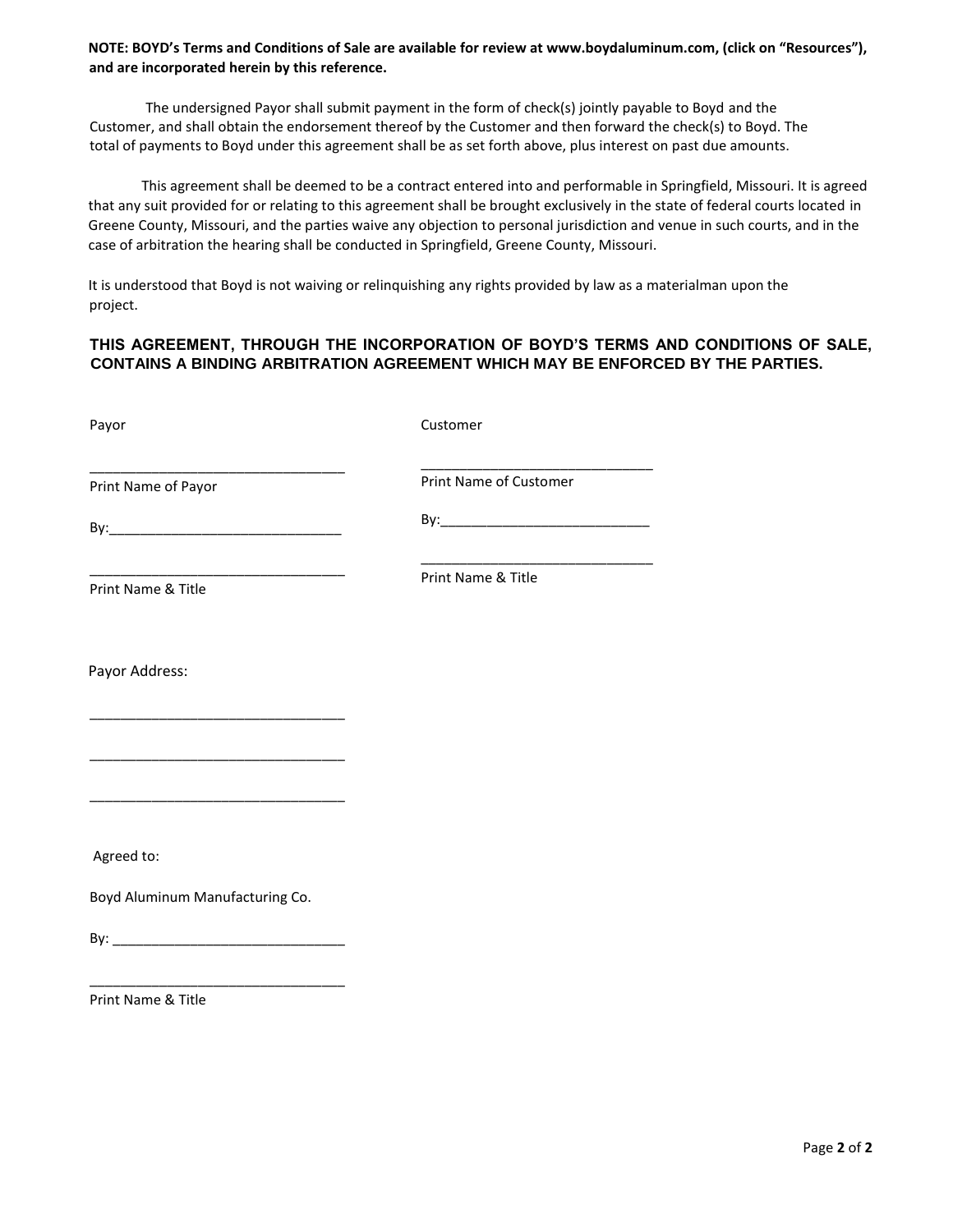**NOTE: BOYD's Terms and Conditions of Sale are available for review at www.boydaluminum.com, (click on "Resources"), and are incorporated herein by this reference.**

The undersigned Payor shall submit payment in the form of check(s) jointly payable to Boyd and the Customer, and shall obtain the endorsement thereof by the Customer and then forward the check(s) to Boyd. The total of payments to Boyd under this agreement shall be as set forth above, plus interest on past due amounts.

This agreement shall be deemed to be a contract entered into and performable in Springfield, Missouri. It is agreed that any suit provided for or relating to this agreement shall be brought exclusively in the state of federal courts located in Greene County, Missouri, and the parties waive any objection to personal jurisdiction and venue in such courts, and in the case of arbitration the hearing shall be conducted in Springfield, Greene County, Missouri.

It is understood that Boyd is not waiving or relinquishing any rights provided by law as a materialman upon the project.

**THIS AGREEMENT, THROUGH THE INCORPORATION OF BOYD'S TERMS AND CONDITIONS OF SALE, CONTAINS A BINDING ARBITRATION AGREEMENT WHICH MAY BE ENFORCED BY THE PARTIES.**

Payor

_________________________________

Print Name of Payor

By:______________________________

_________________________________

Print Name & Title

Customer

______________________________

Print Name of Customer

By:___________________________

______________________________

Print Name & Title

Payor Address:

_________________________________

_________________________________

_________________________________

Agreed to:

Boyd Aluminum Manufacturing Co.

By: ______________________________

_________________________________

Print Name & Title